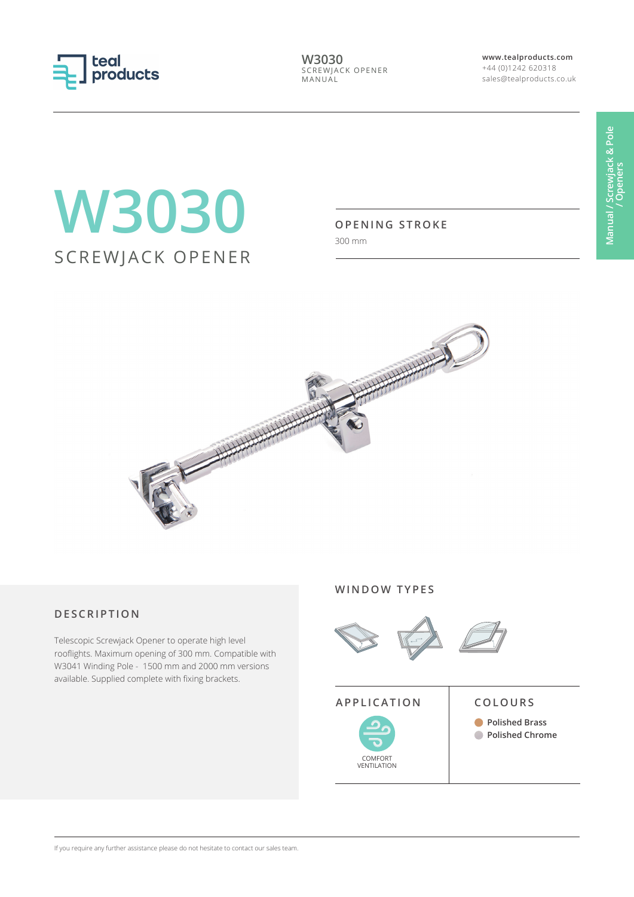# W3030

## SCREWJACK OPENER

### OPENING STROKE

300 mm

### DESCRIPTION

Telescopic Screwjack Opener to operate high level rooflights. Maximum opening of 300 mm. Compatible with W3041 Winding Pole - 1500 mm and 2000 mm versions available. Supplied complete with fixing brackets.

### WINDOW TYPES

### APPLICATION

COMFORT VENTILATION

### COLOURS

- Polished Brass
- Polished Chrome

If you require any further assistance please do not hesitate to contact our sales team.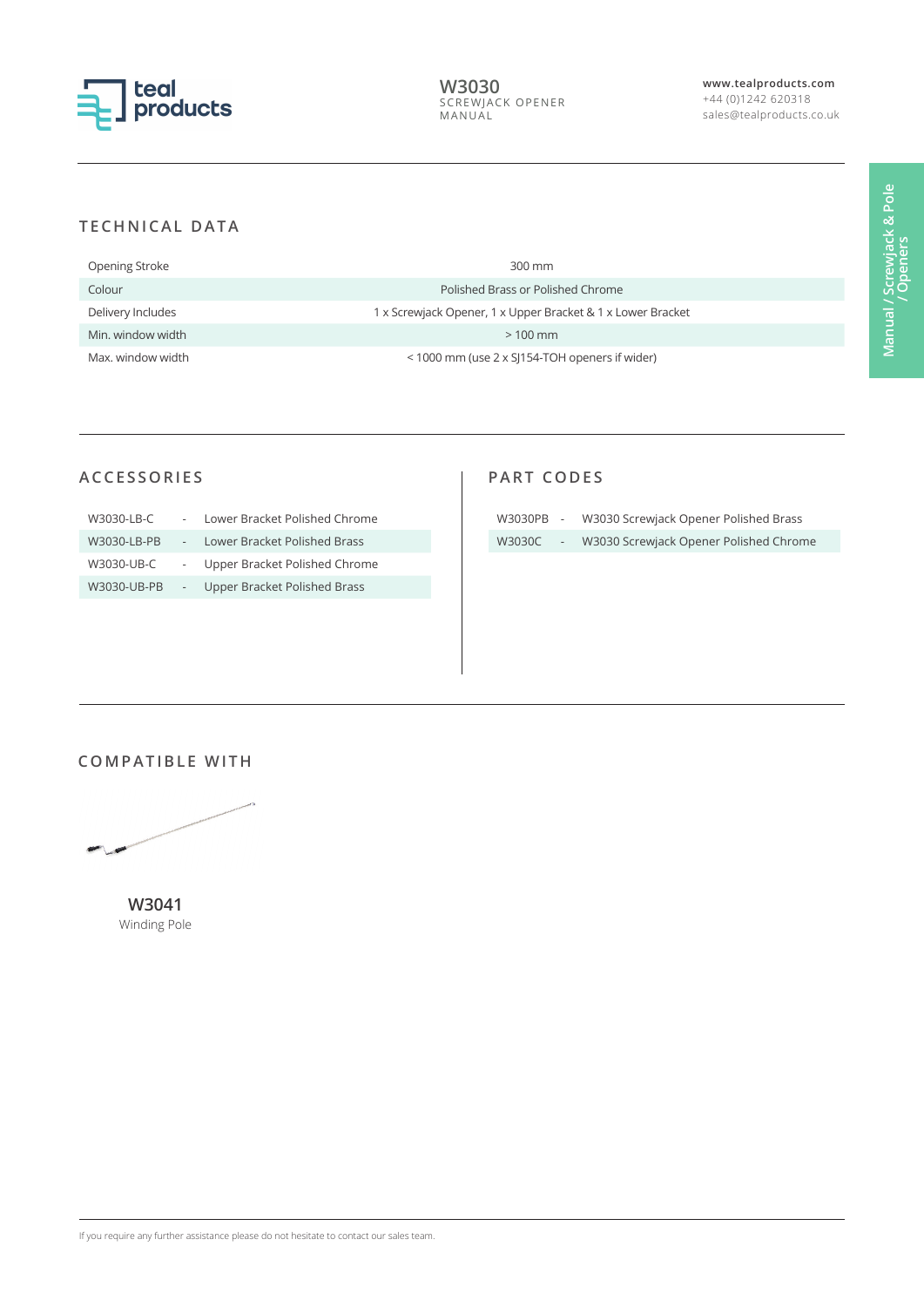## TECHNICAL DATA

| | |
|---|---|
| Opening Stroke | 300 mm |
| Colour | Polished Brass or Polished Chrome |
| Delivery Includes | 1 x Screwjack Opener, 1 x Upper Bracket & 1 x Lower Bracket |
| Min. window width | > 100 mm |
| Max. window width | < 1000 mm (use 2 x SJ154-TOH openers if wider) |

## ACCESSORIES

| | | |
|---|---|---|
| W3030-LB-C | - | Lower Bracket Polished Chrome |
| W3030-LB-PB | - | Lower Bracket Polished Brass |
| W3030-UB-C | - | Upper Bracket Polished Chrome |
| W3030-UB-PB | - | Upper Bracket Polished Brass |

## PART CODES

| | | |
|---|---|---|
| W3030PB | - | W3030 Screwjack Opener Polished Brass |
| W3030C | - | W3030 Screwjack Opener Polished Chrome |

## COMPATIBLE WITH

**W3041**
Winding Pole

If you require any further assistance please do not hesitate to contact our sales team.